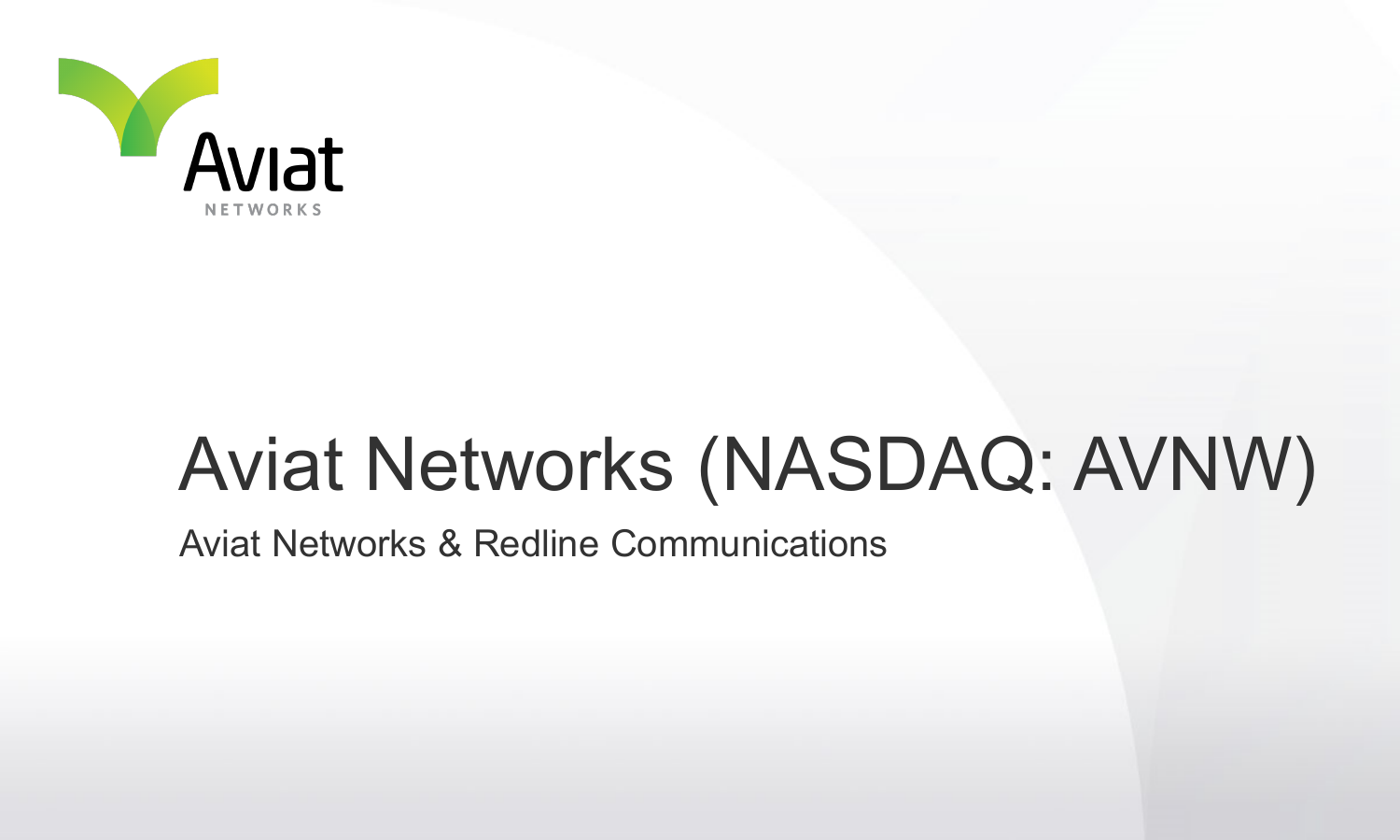# Aviat Networks (NASDAQ: AVNW)

Aviat Networks & Redline Communications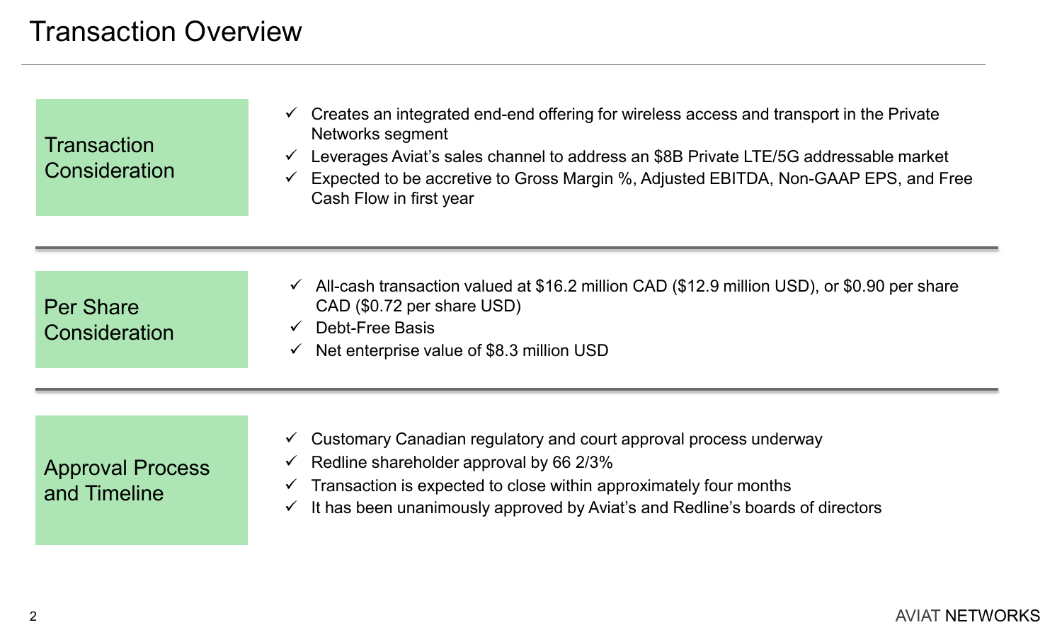# Transaction Overview

## Transaction Consideration

- ✓ Creates an integrated end-end offering for wireless access and transport in the Private Networks segment
- ✓ Leverages Aviat's sales channel to address an $8B Private LTE/5G addressable market
- ✓ Expected to be accretive to Gross Margin %, Adjusted EBITDA, Non-GAAP EPS, and Free Cash Flow in first year

## Per Share Consideration

- ✓ All-cash transaction valued at $16.2 million CAD ($12.9 million USD), or $0.90 per share CAD ($0.72 per share USD)
- ✓ Debt-Free Basis
- ✓ Net enterprise value of $8.3 million USD

## Approval Process and Timeline

- ✓ Customary Canadian regulatory and court approval process underway
- ✓ Redline shareholder approval by 66 2/3%
- ✓ Transaction is expected to close within approximately four months
- ✓ It has been unanimously approved by Aviat's and Redline's boards of directors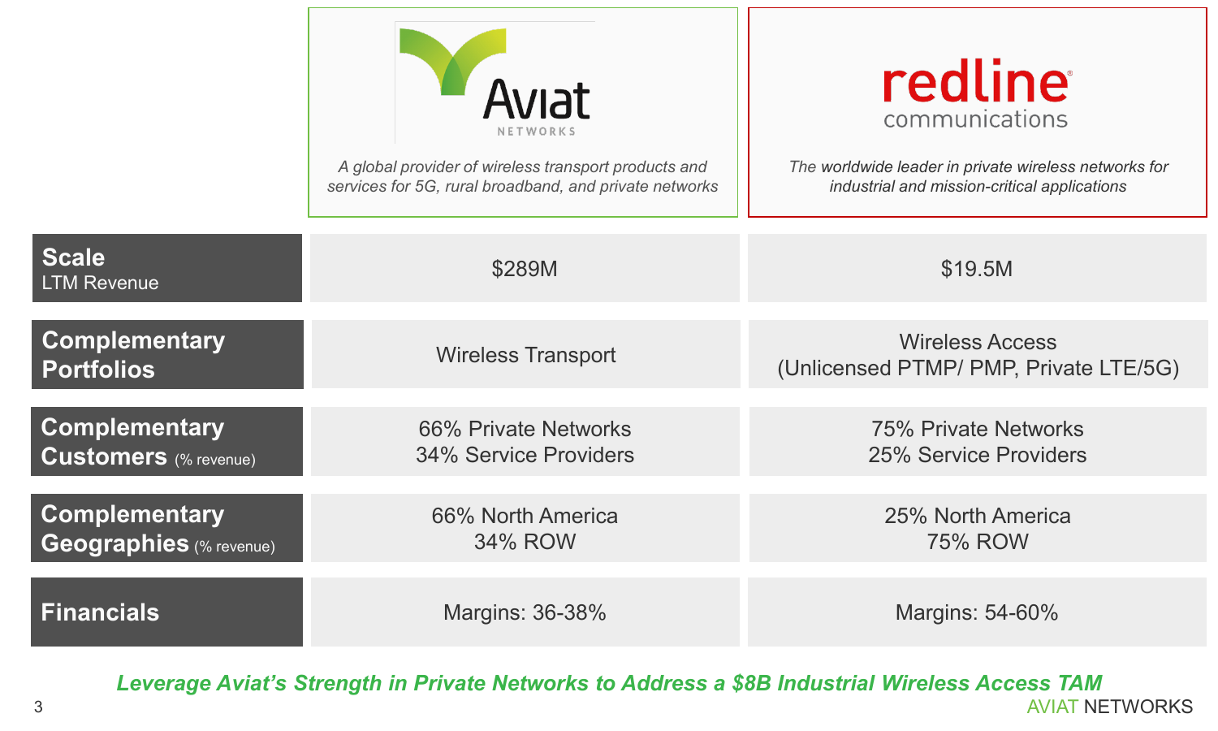| | Aviat Networks | Redline Communications |
|---|---|---|
| | *A global provider of wireless transport products and services for 5G, rural broadband, and private networks* | *The worldwide leader in private wireless networks for industrial and mission-critical applications* |
| **Scale** LTM Revenue | $289M | $19.5M |
| **Complementary Portfolios** | Wireless Transport | Wireless Access (Unlicensed PTMP/ PMP, Private LTE/5G) |
| **Complementary Customers** (% revenue) | 66% Private Networks<br>34% Service Providers | 75% Private Networks<br>25% Service Providers |
| **Complementary Geographies** (% revenue) | 66% North America<br>34% ROW | 25% North America<br>75% ROW |
| **Financials** | Margins: 36-38% | Margins: 54-60% |

***Leverage Aviat's Strength in Private Networks to Address a $8B Industrial Wireless Access TAM***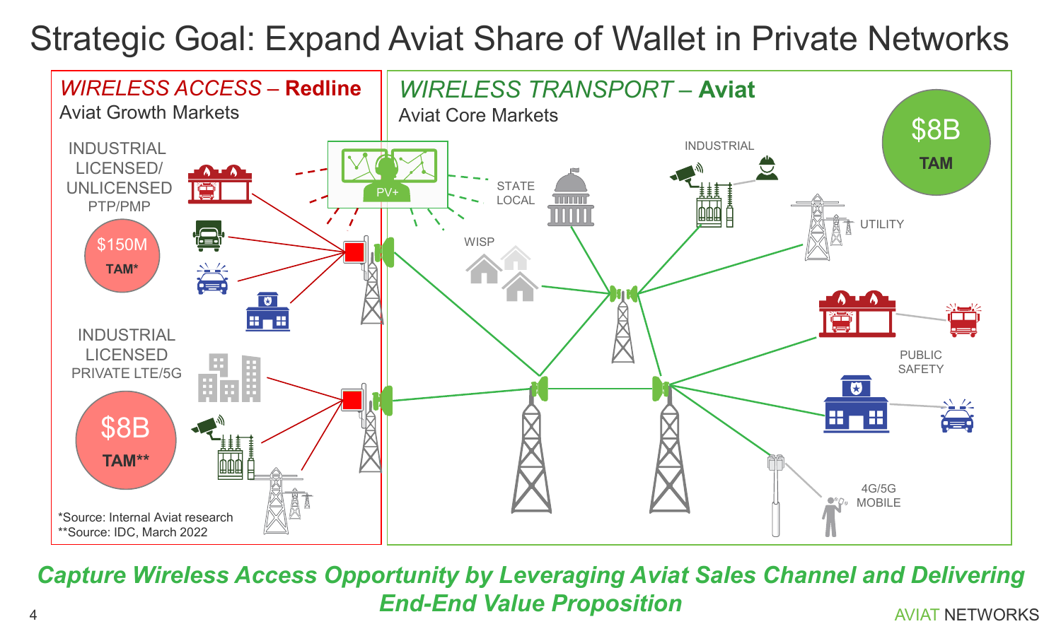# Strategic Goal: Expand Aviat Share of Wallet in Private Networks

## *WIRELESS ACCESS* – **Redline**

Aviat Growth Markets

INDUSTRIAL LICENSED/ UNLICENSED PTP/PMP

$150M TAM*

INDUSTRIAL LICENSED PRIVATE LTE/5G

$8B TAM**

*Source: Internal Aviat research

**Source: IDC, March 2022

PV+

## *WIRELESS TRANSPORT* – **Aviat**

Aviat Core Markets

$8B TAM

INDUSTRIAL

STATE LOCAL

WISP

UTILITY

PUBLIC SAFETY

4G/5G MOBILE

***Capture Wireless Access Opportunity by Leveraging Aviat Sales Channel and Delivering End-End Value Proposition***